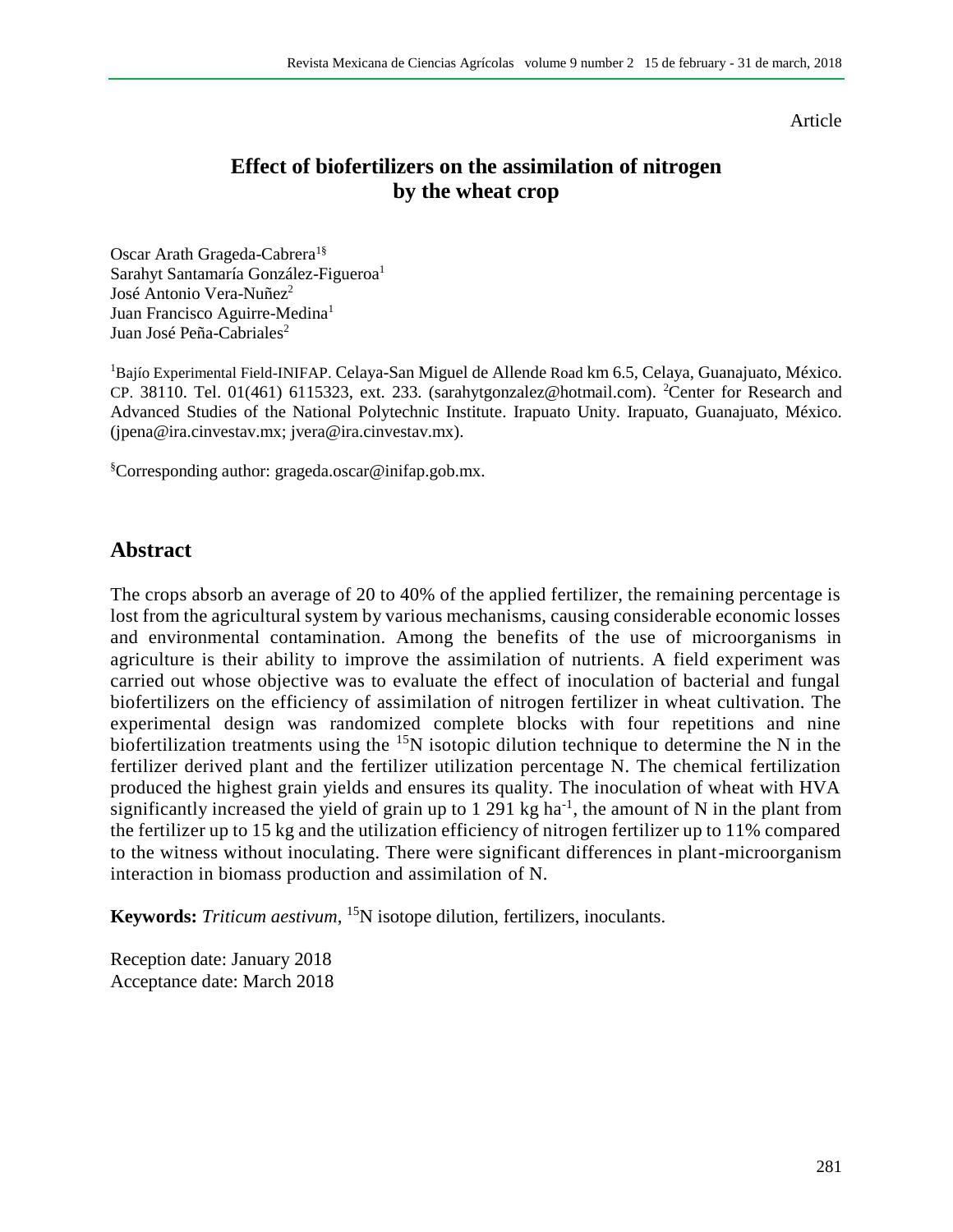Article

# Effect of biofertilizers on the assimilation of nitrogen by the wheat crop

Oscar Arath Grageda-Cabrera[1§]
Sarahyt Santamaría González-Figueroa[1]
José Antonio Vera-Nuñez[2]
Juan Francisco Aguirre-Medina[1]
Juan José Peña-Cabriales[2]

[1]Bajío Experimental Field-INIFAP. Celaya-San Miguel de Allende Road km 6.5, Celaya, Guanajuato, México. CP. 38110. Tel. 01(461) 6115323, ext. 233. (sarahytgonzalez@hotmail.com). [2]Center for Research and Advanced Studies of the National Polytechnic Institute. Irapuato Unity. Irapuato, Guanajuato, México. (jpena@ira.cinvestav.mx; jvera@ira.cinvestav.mx).

[§]Corresponding author: grageda.oscar@inifap.gob.mx.

## Abstract

The crops absorb an average of 20 to 40% of the applied fertilizer, the remaining percentage is lost from the agricultural system by various mechanisms, causing considerable economic losses and environmental contamination. Among the benefits of the use of microorganisms in agriculture is their ability to improve the assimilation of nutrients. A field experiment was carried out whose objective was to evaluate the effect of inoculation of bacterial and fungal biofertilizers on the efficiency of assimilation of nitrogen fertilizer in wheat cultivation. The experimental design was randomized complete blocks with four repetitions and nine biofertilization treatments using the $^{15}N$ isotopic dilution technique to determine the N in the fertilizer derived plant and the fertilizer utilization percentage N. The chemical fertilization produced the highest grain yields and ensures its quality. The inoculation of wheat with HVA significantly increased the yield of grain up to 1 291 kg $ha^{-1}$, the amount of N in the plant from the fertilizer up to 15 kg and the utilization efficiency of nitrogen fertilizer up to 11% compared to the witness without inoculating. There were significant differences in plant-microorganism interaction in biomass production and assimilation of N.

**Keywords:** *Triticum aestivum*, $^{15}N$ isotope dilution, fertilizers, inoculants.

Reception date: January 2018
Acceptance date: March 2018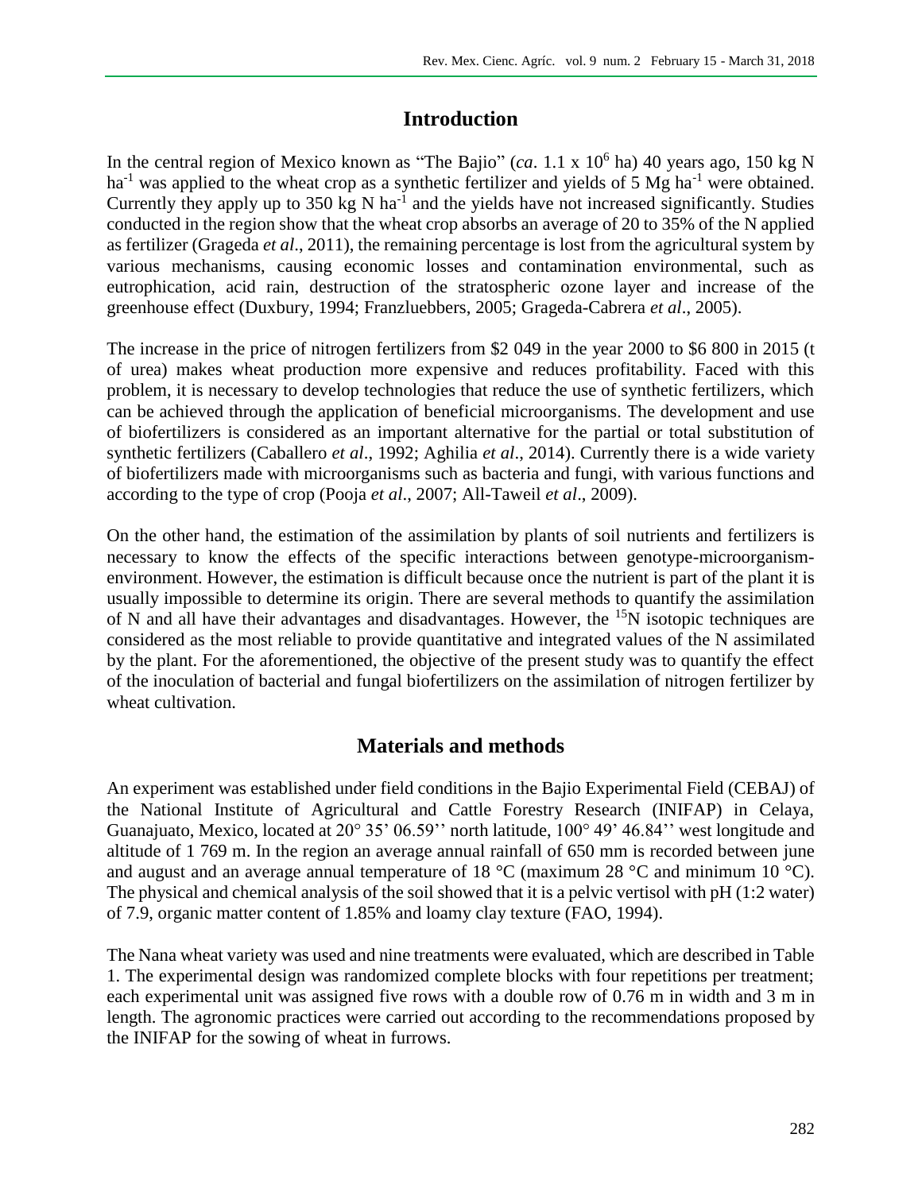## Introduction

In the central region of Mexico known as "The Bajio" (*ca*. 1.1 x $10^6$ ha) 40 years ago, 150 kg N $ha^{-1}$ was applied to the wheat crop as a synthetic fertilizer and yields of 5 Mg $ha^{-1}$ were obtained. Currently they apply up to 350 kg N $ha^{-1}$ and the yields have not increased significantly. Studies conducted in the region show that the wheat crop absorbs an average of 20 to 35% of the N applied as fertilizer (Grageda *et al*., 2011), the remaining percentage is lost from the agricultural system by various mechanisms, causing economic losses and contamination environmental, such as eutrophication, acid rain, destruction of the stratospheric ozone layer and increase of the greenhouse effect (Duxbury, 1994; Franzluebbers, 2005; Grageda-Cabrera *et al*., 2005).

The increase in the price of nitrogen fertilizers from $2 049 in the year 2000 to $6 800 in 2015 (t of urea) makes wheat production more expensive and reduces profitability. Faced with this problem, it is necessary to develop technologies that reduce the use of synthetic fertilizers, which can be achieved through the application of beneficial microorganisms. The development and use of biofertilizers is considered as an important alternative for the partial or total substitution of synthetic fertilizers (Caballero *et al*., 1992; Aghilia *et al*., 2014). Currently there is a wide variety of biofertilizers made with microorganisms such as bacteria and fungi, with various functions and according to the type of crop (Pooja *et al*., 2007; All-Taweil *et al*., 2009).

On the other hand, the estimation of the assimilation by plants of soil nutrients and fertilizers is necessary to know the effects of the specific interactions between genotype-microorganism-environment. However, the estimation is difficult because once the nutrient is part of the plant it is usually impossible to determine its origin. There are several methods to quantify the assimilation of N and all have their advantages and disadvantages. However, the $^{15}N$ isotopic techniques are considered as the most reliable to provide quantitative and integrated values of the N assimilated by the plant. For the aforementioned, the objective of the present study was to quantify the effect of the inoculation of bacterial and fungal biofertilizers on the assimilation of nitrogen fertilizer by wheat cultivation.

## Materials and methods

An experiment was established under field conditions in the Bajio Experimental Field (CEBAJ) of the National Institute of Agricultural and Cattle Forestry Research (INIFAP) in Celaya, Guanajuato, Mexico, located at 20° 35' 06.59'' north latitude, 100° 49' 46.84'' west longitude and altitude of 1 769 m. In the region an average annual rainfall of 650 mm is recorded between june and august and an average annual temperature of 18 °C (maximum 28 °C and minimum 10 °C). The physical and chemical analysis of the soil showed that it is a pelvic vertisol with pH (1:2 water) of 7.9, organic matter content of 1.85% and loamy clay texture (FAO, 1994).

The Nana wheat variety was used and nine treatments were evaluated, which are described in Table 1. The experimental design was randomized complete blocks with four repetitions per treatment; each experimental unit was assigned five rows with a double row of 0.76 m in width and 3 m in length. The agronomic practices were carried out according to the recommendations proposed by the INIFAP for the sowing of wheat in furrows.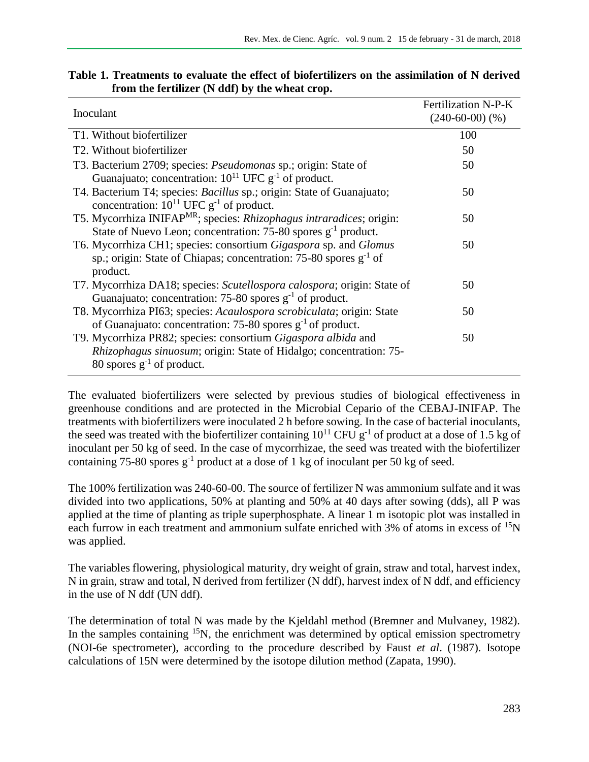**Table 1. Treatments to evaluate the effect of biofertilizers on the assimilation of N derived from the fertilizer (N ddf) by the wheat crop.**

| Inoculant | Fertilization N-P-K (240-60-00) (%) |
|---|---|
| T1. Without biofertilizer | 100 |
| T2. Without biofertilizer | 50 |
| T3. Bacterium 2709; species: *Pseudomonas* sp.; origin: State of Guanajuato; concentration: $10^{11}$ UFC $g^{-1}$ of product. | 50 |
| T4. Bacterium T4; species: *Bacillus* sp.; origin: State of Guanajuato; concentration: $10^{11}$ UFC $g^{-1}$ of product. | 50 |
| T5. Mycorrhiza INIFAP$^{MR}$; species: *Rhizophagus intraradices*; origin: State of Nuevo Leon; concentration: 75-80 spores $g^{-1}$ product. | 50 |
| T6. Mycorrhiza CH1; species: consortium *Gigaspora* sp. and *Glomus* sp.; origin: State of Chiapas; concentration: 75-80 spores $g^{-1}$ of product. | 50 |
| T7. Mycorrhiza DA18; species: *Scutellospora calospora*; origin: State of Guanajuato; concentration: 75-80 spores $g^{-1}$ of product. | 50 |
| T8. Mycorrhiza PI63; species: *Acaulospora scrobiculata*; origin: State of Guanajuato: concentration: 75-80 spores $g^{-1}$ of product. | 50 |
| T9. Mycorrhiza PR82; species: consortium *Gigaspora albida* and *Rhizophagus sinuosum*; origin: State of Hidalgo; concentration: 75-80 spores $g^{-1}$ of product. | 50 |

The evaluated biofertilizers were selected by previous studies of biological effectiveness in greenhouse conditions and are protected in the Microbial Cepario of the CEBAJ-INIFAP. The treatments with biofertilizers were inoculated 2 h before sowing. In the case of bacterial inoculants, the seed was treated with the biofertilizer containing $10^{11}$ CFU $g^{-1}$ of product at a dose of 1.5 kg of inoculant per 50 kg of seed. In the case of mycorrhizae, the seed was treated with the biofertilizer containing 75-80 spores $g^{-1}$ product at a dose of 1 kg of inoculant per 50 kg of seed.

The 100% fertilization was 240-60-00. The source of fertilizer N was ammonium sulfate and it was divided into two applications, 50% at planting and 50% at 40 days after sowing (dds), all P was applied at the time of planting as triple superphosphate. A linear 1 m isotopic plot was installed in each furrow in each treatment and ammonium sulfate enriched with 3% of atoms in excess of $^{15}N$ was applied.

The variables flowering, physiological maturity, dry weight of grain, straw and total, harvest index, N in grain, straw and total, N derived from fertilizer (N ddf), harvest index of N ddf, and efficiency in the use of N ddf (UN ddf).

The determination of total N was made by the Kjeldahl method (Bremner and Mulvaney, 1982). In the samples containing $^{15}N$, the enrichment was determined by optical emission spectrometry (NOI-6e spectrometer), according to the procedure described by Faust *et al*. (1987). Isotope calculations of 15N were determined by the isotope dilution method (Zapata, 1990).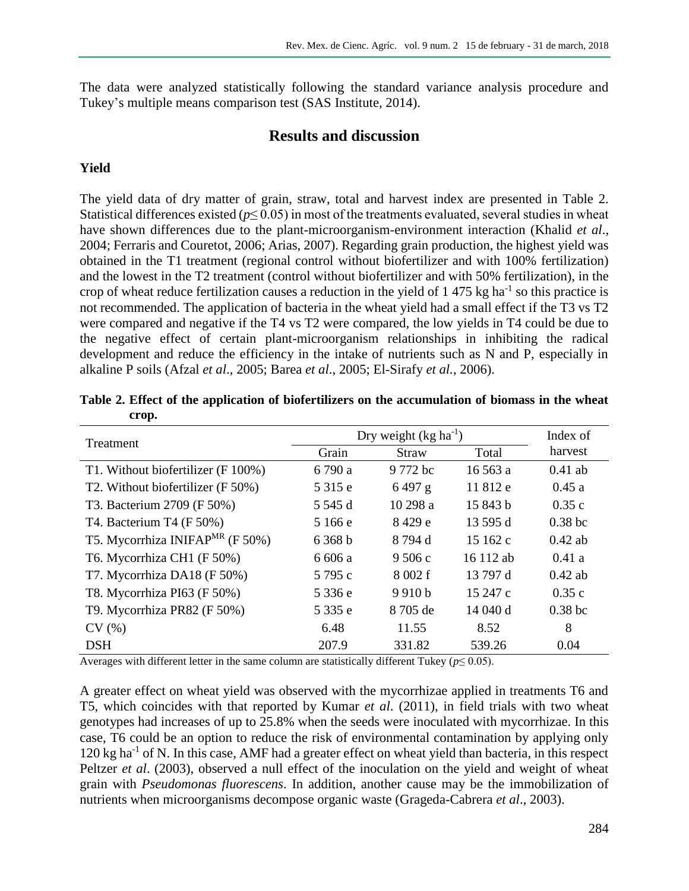The data were analyzed statistically following the standard variance analysis procedure and Tukey's multiple means comparison test (SAS Institute, 2014).

## Results and discussion

### Yield

The yield data of dry matter of grain, straw, total and harvest index are presented in Table 2. Statistical differences existed ($p \leq 0.05$) in most of the treatments evaluated, several studies in wheat have shown differences due to the plant-microorganism-environment interaction (Khalid *et al*., 2004; Ferraris and Couretot, 2006; Arias, 2007). Regarding grain production, the highest yield was obtained in the T1 treatment (regional control without biofertilizer and with 100% fertilization) and the lowest in the T2 treatment (control without biofertilizer and with 50% fertilization), in the crop of wheat reduce fertilization causes a reduction in the yield of 1 475 kg ha$^{-1}$ so this practice is not recommended. The application of bacteria in the wheat yield had a small effect if the T3 vs T2 were compared and negative if the T4 vs T2 were compared, the low yields in T4 could be due to the negative effect of certain plant-microorganism relationships in inhibiting the radical development and reduce the efficiency in the intake of nutrients such as N and P, especially in alkaline P soils (Afzal *et al*., 2005; Barea *et al*., 2005; El-Sirafy *et al.*, 2006).

**Table 2. Effect of the application of biofertilizers on the accumulation of biomass in the wheat crop.**

| Treatment | Dry weight (kg ha$^{-1}$) | | | Index of harvest |
|---|---|---|---|---|
| | Grain | Straw | Total | |
| T1. Without biofertilizer (F 100%) | 6 790 a | 9 772 bc | 16 563 a | 0.41 ab |
| T2. Without biofertilizer (F 50%) | 5 315 e | 6 497 g | 11 812 e | 0.45 a |
| T3. Bacterium 2709 (F 50%) | 5 545 d | 10 298 a | 15 843 b | 0.35 c |
| T4. Bacterium T4 (F 50%) | 5 166 e | 8 429 e | 13 595 d | 0.38 bc |
| T5. Mycorrhiza INIFAP$^{MR}$ (F 50%) | 6 368 b | 8 794 d | 15 162 c | 0.42 ab |
| T6. Mycorrhiza CH1 (F 50%) | 6 606 a | 9 506 c | 16 112 ab | 0.41 a |
| T7. Mycorrhiza DA18 (F 50%) | 5 795 c | 8 002 f | 13 797 d | 0.42 ab |
| T8. Mycorrhiza PI63 (F 50%) | 5 336 e | 9 910 b | 15 247 c | 0.35 c |
| T9. Mycorrhiza PR82 (F 50%) | 5 335 e | 8 705 de | 14 040 d | 0.38 bc |
| CV (%) | 6.48 | 11.55 | 8.52 | 8 |
| DSH | 207.9 | 331.82 | 539.26 | 0.04 |

Averages with different letter in the same column are statistically different Tukey ($p \leq 0.05$).

A greater effect on wheat yield was observed with the mycorrhizae applied in treatments T6 and T5, which coincides with that reported by Kumar *et al*. (2011), in field trials with two wheat genotypes had increases of up to 25.8% when the seeds were inoculated with mycorrhizae. In this case, T6 could be an option to reduce the risk of environmental contamination by applying only 120 kg ha$^{-1}$ of N. In this case, AMF had a greater effect on wheat yield than bacteria, in this respect Peltzer *et al*. (2003), observed a null effect of the inoculation on the yield and weight of wheat grain with *Pseudomonas fluorescens*. In addition, another cause may be the immobilization of nutrients when microorganisms decompose organic waste (Grageda-Cabrera *et al*., 2003).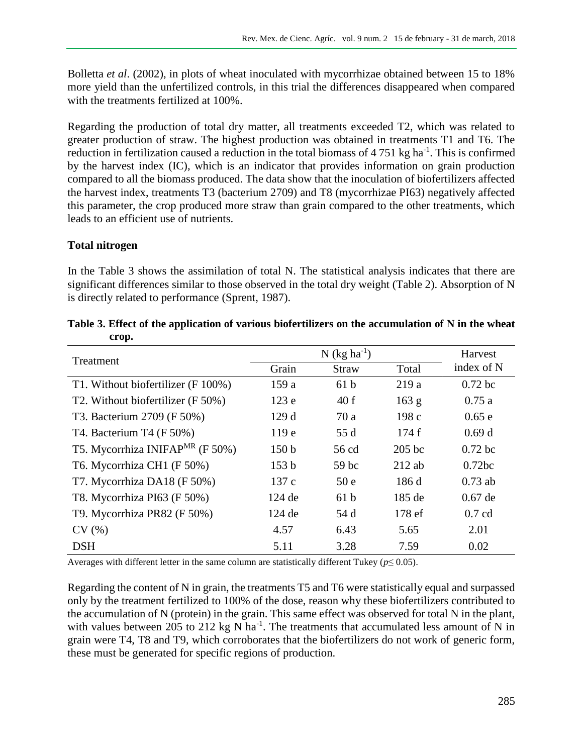Bolletta *et al*. (2002), in plots of wheat inoculated with mycorrhizae obtained between 15 to 18% more yield than the unfertilized controls, in this trial the differences disappeared when compared with the treatments fertilized at 100%.

Regarding the production of total dry matter, all treatments exceeded T2, which was related to greater production of straw. The highest production was obtained in treatments T1 and T6. The reduction in fertilization caused a reduction in the total biomass of 4 751 kg ha$^{-1}$. This is confirmed by the harvest index (IC), which is an indicator that provides information on grain production compared to all the biomass produced. The data show that the inoculation of biofertilizers affected the harvest index, treatments T3 (bacterium 2709) and T8 (mycorrhizae PI63) negatively affected this parameter, the crop produced more straw than grain compared to the other treatments, which leads to an efficient use of nutrients.

### Total nitrogen

In the Table 3 shows the assimilation of total N. The statistical analysis indicates that there are significant differences similar to those observed in the total dry weight (Table 2). Absorption of N is directly related to performance (Sprent, 1987).

**Table 3. Effect of the application of various biofertilizers on the accumulation of N in the wheat crop.**

| Treatment | N (kg ha$^{-1}$) | | | Harvest index of N |
|---|---|---|---|---|
| | Grain | Straw | Total | |
| T1. Without biofertilizer (F 100%) | 159 a | 61 b | 219 a | 0.72 bc |
| T2. Without biofertilizer (F 50%) | 123 e | 40 f | 163 g | 0.75 a |
| T3. Bacterium 2709 (F 50%) | 129 d | 70 a | 198 c | 0.65 e |
| T4. Bacterium T4 (F 50%) | 119 e | 55 d | 174 f | 0.69 d |
| T5. Mycorrhiza INIFAP$^{MR}$ (F 50%) | 150 b | 56 cd | 205 bc | 0.72 bc |
| T6. Mycorrhiza CH1 (F 50%) | 153 b | 59 bc | 212 ab | 0.72bc |
| T7. Mycorrhiza DA18 (F 50%) | 137 c | 50 e | 186 d | 0.73 ab |
| T8. Mycorrhiza PI63 (F 50%) | 124 de | 61 b | 185 de | 0.67 de |
| T9. Mycorrhiza PR82 (F 50%) | 124 de | 54 d | 178 ef | 0.7 cd |
| CV (%) | 4.57 | 6.43 | 5.65 | 2.01 |
| DSH | 5.11 | 3.28 | 7.59 | 0.02 |

Averages with different letter in the same column are statistically different Tukey ($p \leq 0.05$).

Regarding the content of N in grain, the treatments T5 and T6 were statistically equal and surpassed only by the treatment fertilized to 100% of the dose, reason why these biofertilizers contributed to the accumulation of N (protein) in the grain. This same effect was observed for total N in the plant, with values between 205 to 212 kg N ha$^{-1}$. The treatments that accumulated less amount of N in grain were T4, T8 and T9, which corroborates that the biofertilizers do not work of generic form, these must be generated for specific regions of production.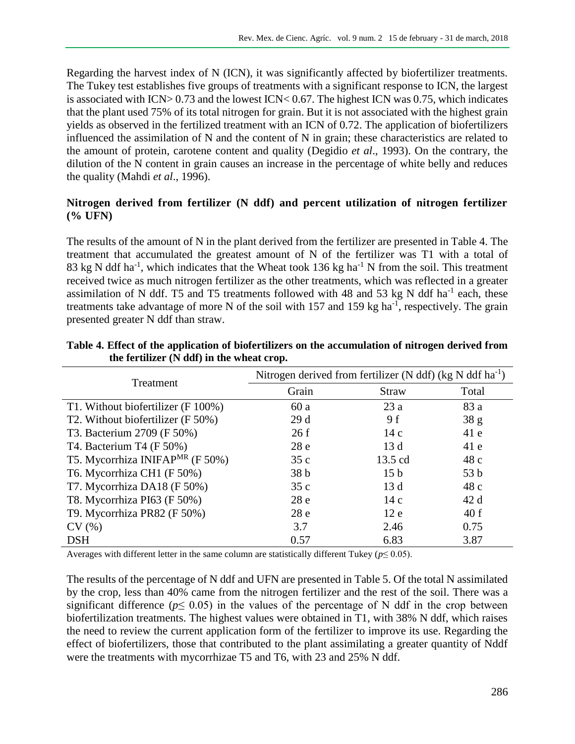Regarding the harvest index of N (ICN), it was significantly affected by biofertilizer treatments. The Tukey test establishes five groups of treatments with a significant response to ICN, the largest is associated with ICN> 0.73 and the lowest ICN< 0.67. The highest ICN was 0.75, which indicates that the plant used 75% of its total nitrogen for grain. But it is not associated with the highest grain yields as observed in the fertilized treatment with an ICN of 0.72. The application of biofertilizers influenced the assimilation of N and the content of N in grain; these characteristics are related to the amount of protein, carotene content and quality (Degidio *et al*., 1993). On the contrary, the dilution of the N content in grain causes an increase in the percentage of white belly and reduces the quality (Mahdi *et al*., 1996).

### Nitrogen derived from fertilizer (N ddf) and percent utilization of nitrogen fertilizer (% UFN)

The results of the amount of N in the plant derived from the fertilizer are presented in Table 4. The treatment that accumulated the greatest amount of N of the fertilizer was T1 with a total of 83 kg N ddf ha$^{-1}$, which indicates that the Wheat took 136 kg ha$^{-1}$ N from the soil. This treatment received twice as much nitrogen fertilizer as the other treatments, which was reflected in a greater assimilation of N ddf. T5 and T5 treatments followed with 48 and 53 kg N ddf ha$^{-1}$ each, these treatments take advantage of more N of the soil with 157 and 159 kg ha$^{-1}$, respectively. The grain presented greater N ddf than straw.

**Table 4. Effect of the application of biofertilizers on the accumulation of nitrogen derived from the fertilizer (N ddf) in the wheat crop.**

| Treatment | Nitrogen derived from fertilizer (N ddf) (kg N ddf ha$^{-1}$) | | |
|---|---|---|---|
| | Grain | Straw | Total |
| T1. Without biofertilizer (F 100%) | 60 a | 23 a | 83 a |
| T2. Without biofertilizer (F 50%) | 29 d | 9 f | 38 g |
| T3. Bacterium 2709 (F 50%) | 26 f | 14 c | 41 e |
| T4. Bacterium T4 (F 50%) | 28 e | 13 d | 41 e |
| T5. Mycorrhiza INIFAP$^{MR}$ (F 50%) | 35 c | 13.5 cd | 48 c |
| T6. Mycorrhiza CH1 (F 50%) | 38 b | 15 b | 53 b |
| T7. Mycorrhiza DA18 (F 50%) | 35 c | 13 d | 48 c |
| T8. Mycorrhiza PI63 (F 50%) | 28 e | 14 c | 42 d |
| T9. Mycorrhiza PR82 (F 50%) | 28 e | 12 e | 40 f |
| CV (%) | 3.7 | 2.46 | 0.75 |
| DSH | 0.57 | 6.83 | 3.87 |

Averages with different letter in the same column are statistically different Tukey ($p \leq 0.05$).

The results of the percentage of N ddf and UFN are presented in Table 5. Of the total N assimilated by the crop, less than 40% came from the nitrogen fertilizer and the rest of the soil. There was a significant difference ($p \leq 0.05$) in the values of the percentage of N ddf in the crop between biofertilization treatments. The highest values were obtained in T1, with 38% N ddf, which raises the need to review the current application form of the fertilizer to improve its use. Regarding the effect of biofertilizers, those that contributed to the plant assimilating a greater quantity of Nddf were the treatments with mycorrhizae T5 and T6, with 23 and 25% N ddf.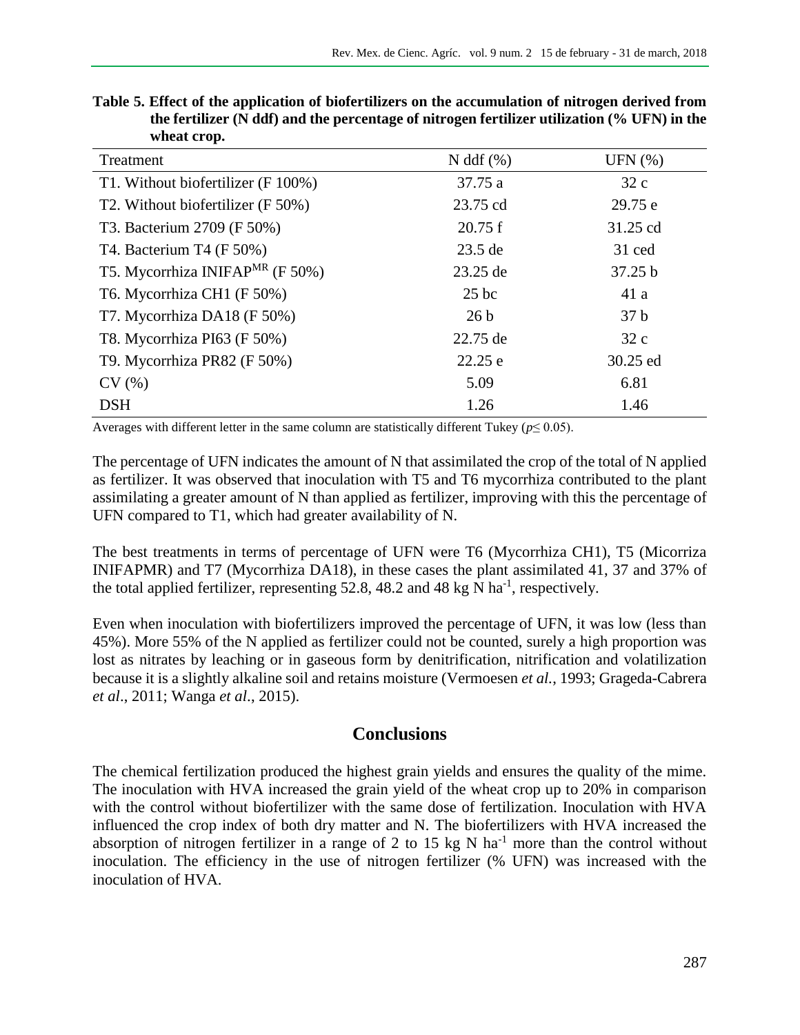**Table 5. Effect of the application of biofertilizers on the accumulation of nitrogen derived from the fertilizer (N ddf) and the percentage of nitrogen fertilizer utilization (% UFN) in the wheat crop.**

| Treatment | N ddf (%) | UFN (%) |
|---|---|---|
| T1. Without biofertilizer (F 100%) | 37.75 a | 32 c |
| T2. Without biofertilizer (F 50%) | 23.75 cd | 29.75 e |
| T3. Bacterium 2709 (F 50%) | 20.75 f | 31.25 cd |
| T4. Bacterium T4 (F 50%) | 23.5 de | 31 ced |
| T5. Mycorrhiza INIFAP$^{MR}$ (F 50%) | 23.25 de | 37.25 b |
| T6. Mycorrhiza CH1 (F 50%) | 25 bc | 41 a |
| T7. Mycorrhiza DA18 (F 50%) | 26 b | 37 b |
| T8. Mycorrhiza PI63 (F 50%) | 22.75 de | 32 c |
| T9. Mycorrhiza PR82 (F 50%) | 22.25 e | 30.25 ed |
| CV (%) | 5.09 | 6.81 |
| DSH | 1.26 | 1.46 |

Averages with different letter in the same column are statistically different Tukey ($p \leq 0.05$).

The percentage of UFN indicates the amount of N that assimilated the crop of the total of N applied as fertilizer. It was observed that inoculation with T5 and T6 mycorrhiza contributed to the plant assimilating a greater amount of N than applied as fertilizer, improving with this the percentage of UFN compared to T1, which had greater availability of N.

The best treatments in terms of percentage of UFN were T6 (Mycorrhiza CH1), T5 (Micorriza INIFAPMR) and T7 (Mycorrhiza DA18), in these cases the plant assimilated 41, 37 and 37% of the total applied fertilizer, representing 52.8, 48.2 and 48 kg N ha$^{-1}$, respectively.

Even when inoculation with biofertilizers improved the percentage of UFN, it was low (less than 45%). More 55% of the N applied as fertilizer could not be counted, surely a high proportion was lost as nitrates by leaching or in gaseous form by denitrification, nitrification and volatilization because it is a slightly alkaline soil and retains moisture (Vermoesen *et al.*, 1993; Grageda-Cabrera *et al*., 2011; Wanga *et al*., 2015).

## Conclusions

The chemical fertilization produced the highest grain yields and ensures the quality of the mime. The inoculation with HVA increased the grain yield of the wheat crop up to 20% in comparison with the control without biofertilizer with the same dose of fertilization. Inoculation with HVA influenced the crop index of both dry matter and N. The biofertilizers with HVA increased the absorption of nitrogen fertilizer in a range of 2 to 15 kg N ha$^{-1}$ more than the control without inoculation. The efficiency in the use of nitrogen fertilizer (% UFN) was increased with the inoculation of HVA.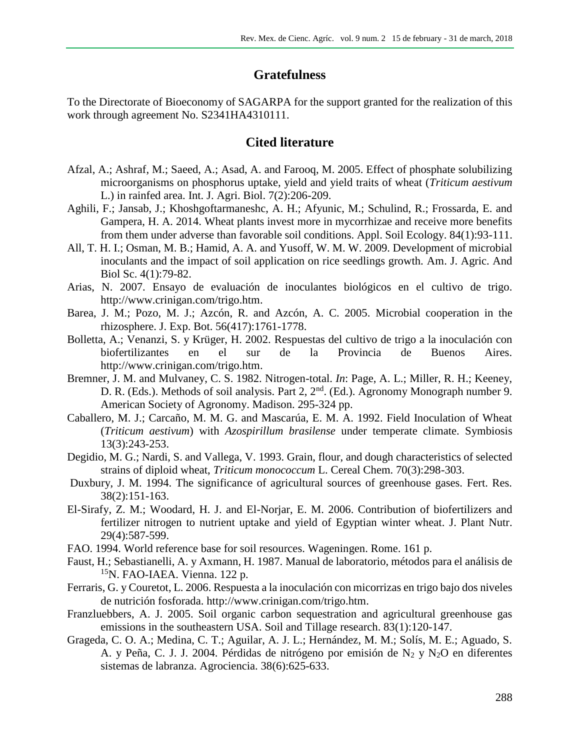## Gratefulness

To the Directorate of Bioeconomy of SAGARPA for the support granted for the realization of this work through agreement No. S2341HA4310111.

## Cited literature

Afzal, A.; Ashraf, M.; Saeed, A.; Asad, A. and Farooq, M. 2005. Effect of phosphate solubilizing microorganisms on phosphorus uptake, yield and yield traits of wheat (*Triticum aestivum* L.) in rainfed area. Int. J. Agri. Biol. 7(2):206-209.

Aghili, F.; Jansab, J.; Khoshgoftarmaneshc, A. H.; Afyunic, M.; Schulind, R.; Frossarda, E. and Gampera, H. A. 2014. Wheat plants invest more in mycorrhizae and receive more benefits from them under adverse than favorable soil conditions. Appl. Soil Ecology. 84(1):93-111.

All, T. H. I.; Osman, M. B.; Hamid, A. A. and Yusoff, W. M. W. 2009. Development of microbial inoculants and the impact of soil application on rice seedlings growth. Am. J. Agric. And Biol Sc. 4(1):79-82.

Arias, N. 2007. Ensayo de evaluación de inoculantes biológicos en el cultivo de trigo. http://www.crinigan.com/trigo.htm.

Barea, J. M.; Pozo, M. J.; Azcón, R. and Azcón, A. C. 2005. Microbial cooperation in the rhizosphere. J. Exp. Bot. 56(417):1761-1778.

Bolletta, A.; Venanzi, S. y Krüger, H. 2002. Respuestas del cultivo de trigo a la inoculación con biofertilizantes en el sur de la Provincia de Buenos Aires. http://www.crinigan.com/trigo.htm.

Bremner, J. M. and Mulvaney, C. S. 1982. Nitrogen-total. *In*: Page, A. L.; Miller, R. H.; Keeney, D. R. (Eds.). Methods of soil analysis. Part 2, 2nd. (Ed.). Agronomy Monograph number 9. American Society of Agronomy. Madison. 295-324 pp.

Caballero, M. J.; Carcaño, M. M. G. and Mascarúa, E. M. A. 1992. Field Inoculation of Wheat (*Triticum aestivum*) with *Azospirillum brasilense* under temperate climate. Symbiosis 13(3):243-253.

Degidio, M. G.; Nardi, S. and Vallega, V. 1993. Grain, flour, and dough characteristics of selected strains of diploid wheat, *Triticum monococcum* L. Cereal Chem. 70(3):298-303.

Duxbury, J. M. 1994. The significance of agricultural sources of greenhouse gases. Fert. Res. 38(2):151-163.

El-Sirafy, Z. M.; Woodard, H. J. and El-Norjar, E. M. 2006. Contribution of biofertilizers and fertilizer nitrogen to nutrient uptake and yield of Egyptian winter wheat. J. Plant Nutr. 29(4):587-599.

FAO. 1994. World reference base for soil resources. Wageningen. Rome. 161 p.

Faust, H.; Sebastianelli, A. y Axmann, H. 1987. Manual de laboratorio, métodos para el análisis de $^{15}N$. FAO-IAEA. Vienna. 122 p.

Ferraris, G. y Couretot, L. 2006. Respuesta a la inoculación con micorrizas en trigo bajo dos niveles de nutrición fosforada. http://www.crinigan.com/trigo.htm.

Franzluebbers, A. J. 2005. Soil organic carbon sequestration and agricultural greenhouse gas emissions in the southeastern USA. Soil and Tillage research. 83(1):120-147.

Grageda, C. O. A.; Medina, C. T.; Aguilar, A. J. L.; Hernández, M. M.; Solís, M. E.; Aguado, S. A. y Peña, C. J. J. 2004. Pérdidas de nitrógeno por emisión de $N_2$ y $N_2O$ en diferentes sistemas de labranza. Agrociencia. 38(6):625-633.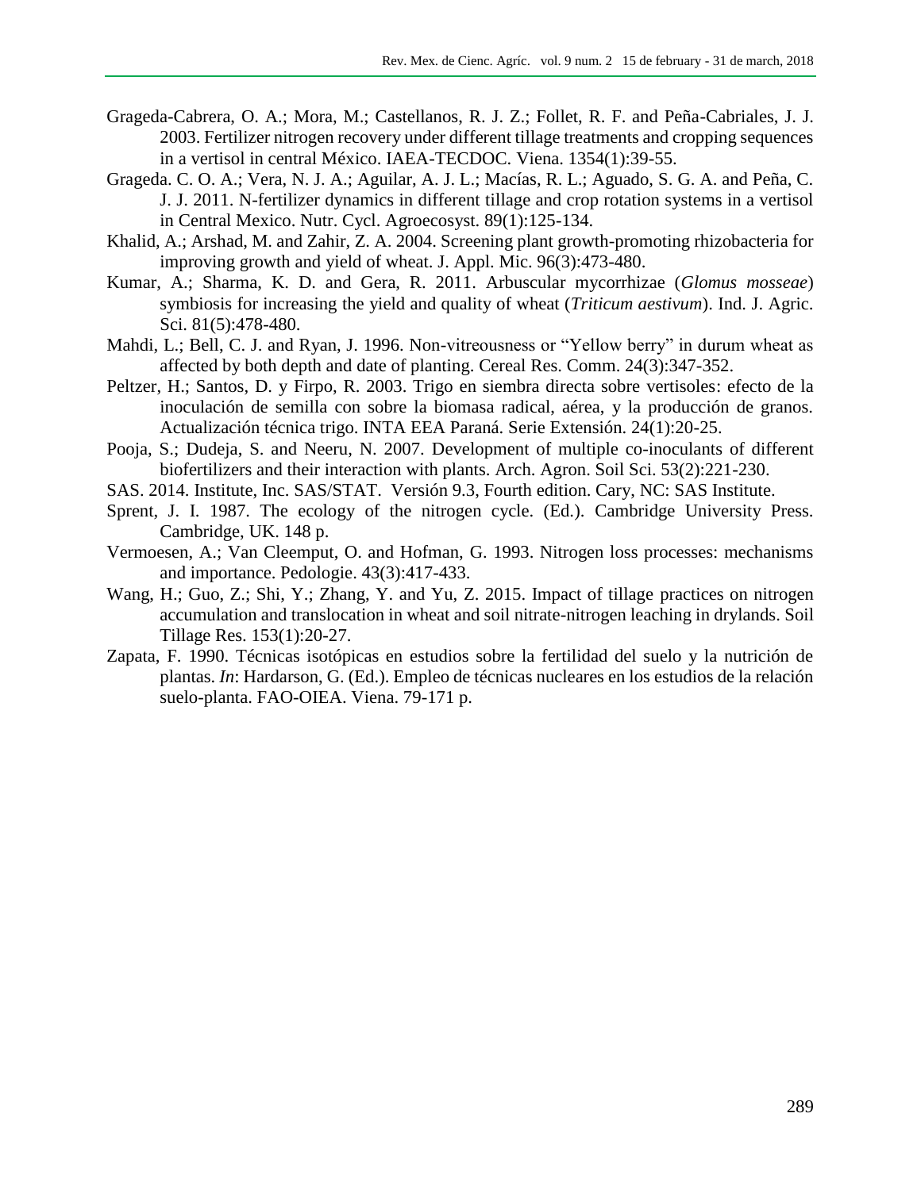Grageda-Cabrera, O. A.; Mora, M.; Castellanos, R. J. Z.; Follet, R. F. and Peña-Cabriales, J. J. 2003. Fertilizer nitrogen recovery under different tillage treatments and cropping sequences in a vertisol in central México. IAEA-TECDOC. Viena. 1354(1):39-55.

Grageda. C. O. A.; Vera, N. J. A.; Aguilar, A. J. L.; Macías, R. L.; Aguado, S. G. A. and Peña, C. J. J. 2011. N-fertilizer dynamics in different tillage and crop rotation systems in a vertisol in Central Mexico. Nutr. Cycl. Agroecosyst. 89(1):125-134.

Khalid, A.; Arshad, M. and Zahir, Z. A. 2004. Screening plant growth-promoting rhizobacteria for improving growth and yield of wheat. J. Appl. Mic. 96(3):473-480.

Kumar, A.; Sharma, K. D. and Gera, R. 2011. Arbuscular mycorrhizae (*Glomus mosseae*) symbiosis for increasing the yield and quality of wheat (*Triticum aestivum*). Ind. J. Agric. Sci. 81(5):478-480.

Mahdi, L.; Bell, C. J. and Ryan, J. 1996. Non-vitreousness or “Yellow berry” in durum wheat as affected by both depth and date of planting. Cereal Res. Comm. 24(3):347-352.

Peltzer, H.; Santos, D. y Firpo, R. 2003. Trigo en siembra directa sobre vertisoles: efecto de la inoculación de semilla con sobre la biomasa radical, aérea, y la producción de granos. Actualización técnica trigo. INTA EEA Paraná. Serie Extensión. 24(1):20-25.

Pooja, S.; Dudeja, S. and Neeru, N. 2007. Development of multiple co-inoculants of different biofertilizers and their interaction with plants. Arch. Agron. Soil Sci. 53(2):221-230.

SAS. 2014. Institute, Inc. SAS/STAT. Versión 9.3, Fourth edition. Cary, NC: SAS Institute.

Sprent, J. I. 1987. The ecology of the nitrogen cycle. (Ed.). Cambridge University Press. Cambridge, UK. 148 p.

Vermoesen, A.; Van Cleemput, O. and Hofman, G. 1993. Nitrogen loss processes: mechanisms and importance. Pedologie. 43(3):417-433.

Wang, H.; Guo, Z.; Shi, Y.; Zhang, Y. and Yu, Z. 2015. Impact of tillage practices on nitrogen accumulation and translocation in wheat and soil nitrate-nitrogen leaching in drylands. Soil Tillage Res. 153(1):20-27.

Zapata, F. 1990. Técnicas isotópicas en estudios sobre la fertilidad del suelo y la nutrición de plantas. *In*: Hardarson, G. (Ed.). Empleo de técnicas nucleares en los estudios de la relación suelo-planta. FAO-OIEA. Viena. 79-171 p.